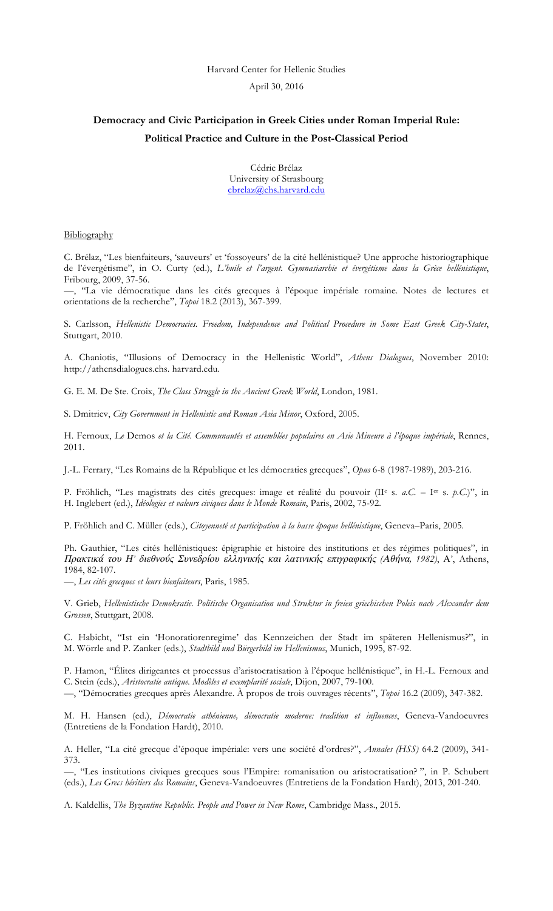Harvard Center for Hellenic Studies

April 30, 2016

# Democracy and Civic Participation in Greek Cities under Roman Imperial Rule: Political Practice and Culture in the Post-Classical Period

Cédric Brélaz
University of Strasbourg
cbrelaz@chs.harvard.edu

## Bibliography

C. Brélaz, "Les bienfaiteurs, 'sauveurs' et 'fossoyeurs' de la cité hellénistique? Une approche historiographique de l'évergétisme", in O. Curty (ed.), *L'huile et l'argent. Gymnasiarchie et évergétisme dans la Grèce hellénistique*, Fribourg, 2009, 37-56.

—, "La vie démocratique dans les cités grecques à l'époque impériale romaine. Notes de lectures et orientations de la recherche", *Topoi* 18.2 (2013), 367-399.

S. Carlsson, *Hellenistic Democracies. Freedom, Independence and Political Procedure in Some East Greek City-States*, Stuttgart, 2010.

A. Chaniotis, "Illusions of Democracy in the Hellenistic World", *Athens Dialogues*, November 2010: http://athensdialogues.chs. harvard.edu.

G. E. M. De Ste. Croix, *The Class Struggle in the Ancient Greek World*, London, 1981.

S. Dmitriev, *City Government in Hellenistic and Roman Asia Minor*, Oxford, 2005.

H. Fernoux, *Le* Demos *et la Cité. Communautés et assemblées populaires en Asie Mineure à l'époque impériale*, Rennes, 2011.

J.-L. Ferrary, "Les Romains de la République et les démocraties grecques", *Opus* 6-8 (1987-1989), 203-216.

P. Fröhlich, "Les magistrats des cités grecques: image et réalité du pouvoir (IIe s. *a.C.* – Ier s. *p.C.*)", in H. Inglebert (ed.), *Idéologies et valeurs civiques dans le Monde Romain*, Paris, 2002, 75-92.

P. Fröhlich and C. Müller (eds.), *Citoyenneté et participation à la basse époque hellénistique*, Geneva–Paris, 2005.

Ph. Gauthier, "Les cités hellénistiques: épigraphie et histoire des institutions et des régimes politiques", in *Πρακτικά του Η' διεθνούς Συνεδρίου ελληνικής και λατινικής επιγραφικής (Αθήνα, 1982)*, A', Athens, 1984, 82-107.

—, *Les cités grecques et leurs bienfaiteurs*, Paris, 1985.

V. Grieb, *Hellenistische Demokratie. Politische Organisation und Struktur in freien griechischen Poleis nach Alexander dem Grossen*, Stuttgart, 2008.

C. Habicht, "Ist ein 'Honoratiorenregime' das Kennzeichen der Stadt im späteren Hellenismus?", in M. Wörrle and P. Zanker (eds.), *Stadtbild und Bürgerbild im Hellenismus*, Munich, 1995, 87-92.

P. Hamon, "Élites dirigeantes et processus d'aristocratisation à l'époque hellénistique", in H.-L. Fernoux and C. Stein (eds.), *Aristocratie antique. Modèles et exemplarité sociale*, Dijon, 2007, 79-100.

—, "Démocraties grecques après Alexandre. À propos de trois ouvrages récents", *Topoi* 16.2 (2009), 347-382.

M. H. Hansen (ed.), *Démocratie athénienne, démocratie moderne: tradition et influences*, Geneva-Vandoeuvres (Entretiens de la Fondation Hardt), 2010.

A. Heller, "La cité grecque d'époque impériale: vers une société d'ordres?", *Annales (HSS)* 64.2 (2009), 341-373.

—, "Les institutions civiques grecques sous l'Empire: romanisation ou aristocratisation? ", in P. Schubert (eds.), *Les Grecs héritiers des Romains*, Geneva-Vandoeuvres (Entretiens de la Fondation Hardt), 2013, 201-240.

A. Kaldellis, *The Byzantine Republic. People and Power in New Rome*, Cambridge Mass., 2015.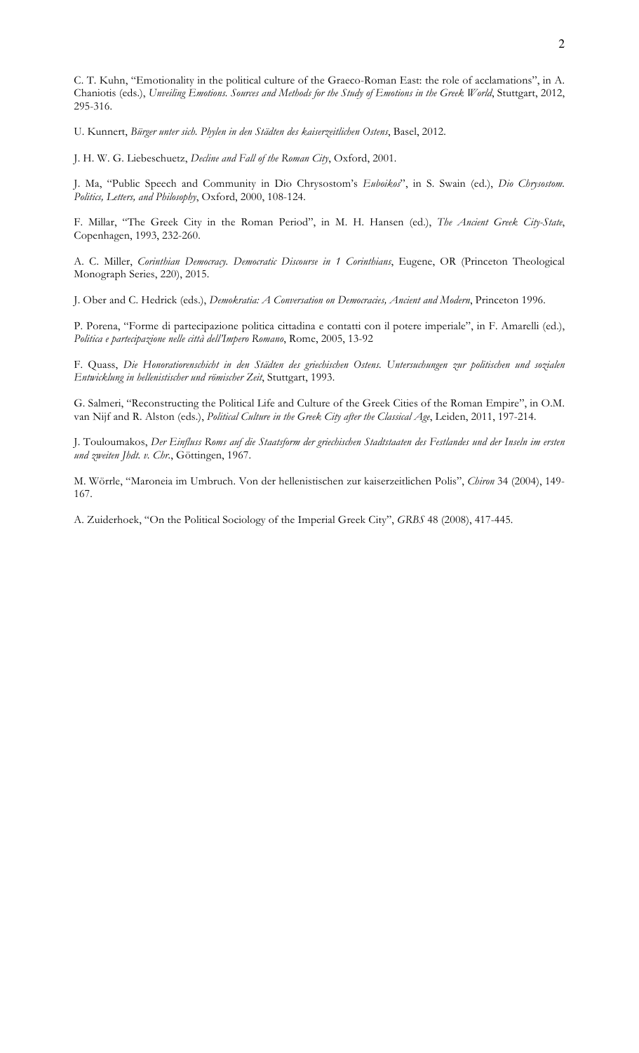C. T. Kuhn, "Emotionality in the political culture of the Graeco-Roman East: the role of acclamations", in A. Chaniotis (eds.), *Unveiling Emotions. Sources and Methods for the Study of Emotions in the Greek World*, Stuttgart, 2012, 295-316.

U. Kunnert, *Bürger unter sich. Phylen in den Städten des kaiserzeitlichen Ostens*, Basel, 2012.

J. H. W. G. Liebeschuetz, *Decline and Fall of the Roman City*, Oxford, 2001.

J. Ma, "Public Speech and Community in Dio Chrysostom's *Euboikos*", in S. Swain (ed.), *Dio Chrysostom. Politics, Letters, and Philosophy*, Oxford, 2000, 108-124.

F. Millar, "The Greek City in the Roman Period", in M. H. Hansen (ed.), *The Ancient Greek City-State*, Copenhagen, 1993, 232-260.

A. C. Miller, *Corinthian Democracy. Democratic Discourse in 1 Corinthians*, Eugene, OR (Princeton Theological Monograph Series, 220), 2015.

J. Ober and C. Hedrick (eds.), *Demokratia: A Conversation on Democracies, Ancient and Modern*, Princeton 1996.

P. Porena, "Forme di partecipazione politica cittadina e contatti con il potere imperiale", in F. Amarelli (ed.), *Politica e partecipazione nelle città dell'Impero Romano*, Rome, 2005, 13-92

F. Quass, *Die Honoratiorenschicht in den Städten des griechischen Ostens. Untersuchungen zur politischen und sozialen Entwicklung in hellenistischer und römischer Zeit*, Stuttgart, 1993.

G. Salmeri, "Reconstructing the Political Life and Culture of the Greek Cities of the Roman Empire", in O.M. van Nijf and R. Alston (eds.), *Political Culture in the Greek City after the Classical Age*, Leiden, 2011, 197-214.

J. Touloumakos, *Der Einfluss Roms auf die Staatsform der griechischen Stadtstaaten des Festlandes und der Inseln im ersten und zweiten Jhdt. v. Chr.*, Göttingen, 1967.

M. Wörrle, "Maroneia im Umbruch. Von der hellenistischen zur kaiserzeitlichen Polis", *Chiron* 34 (2004), 149-167.

A. Zuiderhoek, "On the Political Sociology of the Imperial Greek City", *GRBS* 48 (2008), 417-445.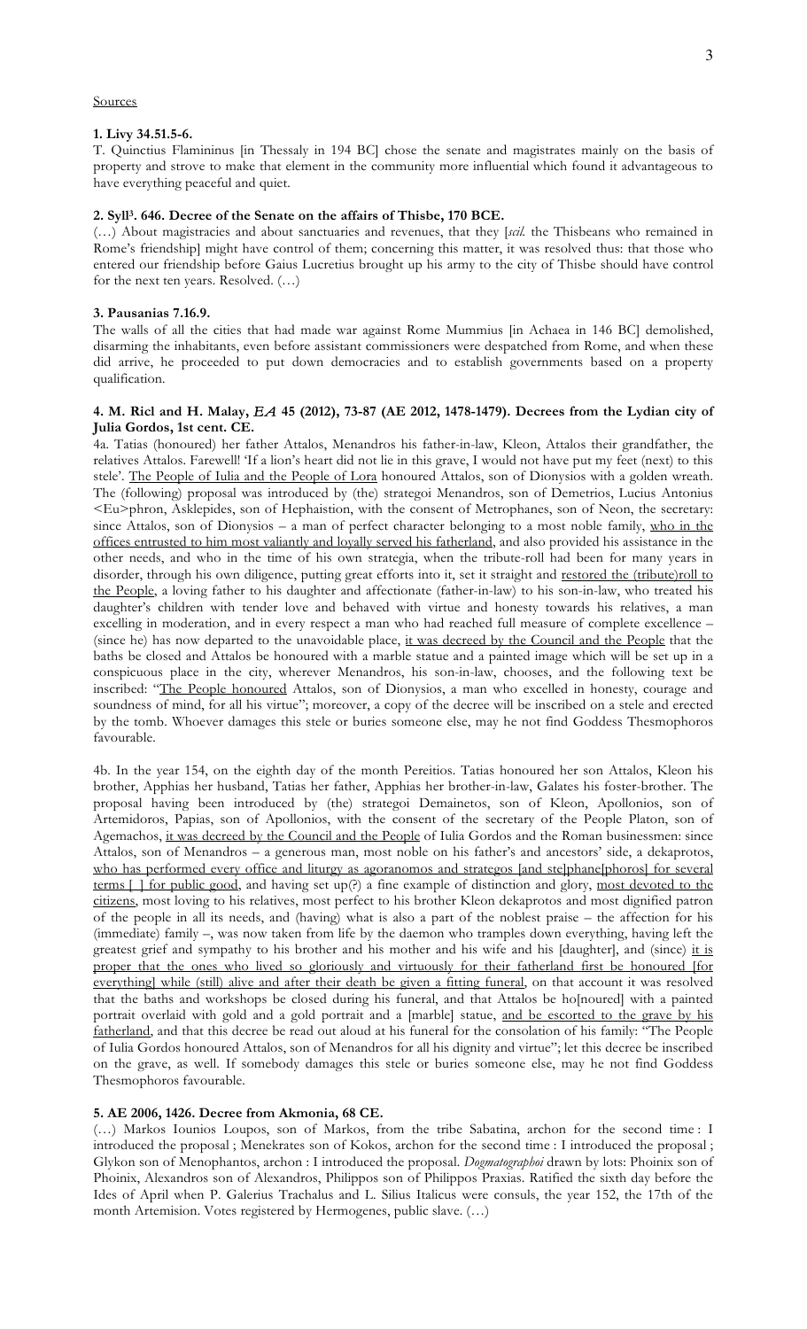Sources

### 1. Livy 34.51.5-6.

T. Quinctius Flamininus [in Thessaly in 194 BC] chose the senate and magistrates mainly on the basis of property and strove to make that element in the community more influential which found it advantageous to have everything peaceful and quiet.

### 2. Syll[3]. 646. Decree of the Senate on the affairs of Thisbe, 170 BCE.

(…) About magistracies and about sanctuaries and revenues, that they [*scil.* the Thisbeans who remained in Rome's friendship] might have control of them; concerning this matter, it was resolved thus: that those who entered our friendship before Gaius Lucretius brought up his army to the city of Thisbe should have control for the next ten years. Resolved. (…)

### 3. Pausanias 7.16.9.

The walls of all the cities that had made war against Rome Mummius [in Achaea in 146 BC] demolished, disarming the inhabitants, even before assistant commissioners were despatched from Rome, and when these did arrive, he proceeded to put down democracies and to establish governments based on a property qualification.

### 4. M. Ricl and H. Malay, *EA* 45 (2012), 73-87 (AE 2012, 1478-1479). Decrees from the Lydian city of Julia Gordos, 1st cent. CE.

4a. Tatias (honoured) her father Attalos, Menandros his father-in-law, Kleon, Attalos their grandfather, the relatives Attalos. Farewell! 'If a lion's heart did not lie in this grave, I would not have put my feet (next) to this stele'. <u>The People of Iulia and the People of Lora</u> honoured Attalos, son of Dionysios with a golden wreath. The (following) proposal was introduced by (the) strategoi Menandros, son of Demetrios, Lucius Antonius <Eu>phron, Asklepides, son of Hephaistion, with the consent of Metrophanes, son of Neon, the secretary: since Attalos, son of Dionysios – a man of perfect character belonging to a most noble family, <u>who in the offices entrusted to him most valiantly and loyally served his fatherland</u>, and also provided his assistance in the other needs, and who in the time of his own strategia, when the tribute-roll had been for many years in disorder, through his own diligence, putting great efforts into it, set it straight and <u>restored the (tribute)roll to the People</u>, a loving father to his daughter and affectionate (father-in-law) to his son-in-law, who treated his daughter's children with tender love and behaved with virtue and honesty towards his relatives, a man excelling in moderation, and in every respect a man who had reached full measure of complete excellence – (since he) has now departed to the unavoidable place, <u>it was decreed by the Council and the People</u> that the baths be closed and Attalos be honoured with a marble statue and a painted image which will be set up in a conspicuous place in the city, wherever Menandros, his son-in-law, chooses, and the following text be inscribed: "<u>The People honoured</u> Attalos, son of Dionysios, a man who excelled in honesty, courage and soundness of mind, for all his virtue"; moreover, a copy of the decree will be inscribed on a stele and erected by the tomb. Whoever damages this stele or buries someone else, may he not find Goddess Thesmophoros favourable.

4b. In the year 154, on the eighth day of the month Pereitios. Tatias honoured her son Attalos, Kleon his brother, Apphias her husband, Tatias her father, Apphias her brother-in-law, Galates his foster-brother. The proposal having been introduced by (the) strategoi Demainetos, son of Kleon, Apollonios, son of Artemidoros, Papias, son of Apollonios, with the consent of the secretary of the People Platon, son of Agemachos, <u>it was decreed by the Council and the People</u> of Iulia Gordos and the Roman businessmen: since Attalos, son of Menandros – a generous man, most noble on his father's and ancestors' side, a dekaprotos, <u>who has performed every office and liturgy as agoranomos and strategos [and ste]phane[phoros] for several terms [ ] for public good</u>, and having set up(?) a fine example of distinction and glory, <u>most devoted to the citizens</u>, most loving to his relatives, most perfect to his brother Kleon dekaprotos and most dignified patron of the people in all its needs, and (having) what is also a part of the noblest praise – the affection for his (immediate) family –, was now taken from life by the daemon who tramples down everything, having left the greatest grief and sympathy to his brother and his mother and his wife and his [daughter], and (since) <u>it is proper that the ones who lived so gloriously and virtuously for their fatherland first be honoured [for everything] while (still) alive and after their death be given a fitting funeral</u>, on that account it was resolved that the baths and workshops be closed during his funeral, and that Attalos be ho[noured] with a painted portrait overlaid with gold and a gold portrait and a [marble] statue, <u>and be escorted to the grave by his fatherland</u>, and that this decree be read out aloud at his funeral for the consolation of his family: "The People of Iulia Gordos honoured Attalos, son of Menandros for all his dignity and virtue"; let this decree be inscribed on the grave, as well. If somebody damages this stele or buries someone else, may he not find Goddess Thesmophoros favourable.

### 5. AE 2006, 1426. Decree from Akmonia, 68 CE.

(…) Markos Iounios Loupos, son of Markos, from the tribe Sabatina, archon for the second time : I introduced the proposal ; Menekrates son of Kokos, archon for the second time : I introduced the proposal ; Glykon son of Menophantos, archon : I introduced the proposal. *Dogmatographoi* drawn by lots: Phoinix son of Phoinix, Alexandros son of Alexandros, Philippos son of Philippos Praxias. Ratified the sixth day before the Ides of April when P. Galerius Trachalus and L. Silius Italicus were consuls, the year 152, the 17th of the month Artemision. Votes registered by Hermogenes, public slave. (…)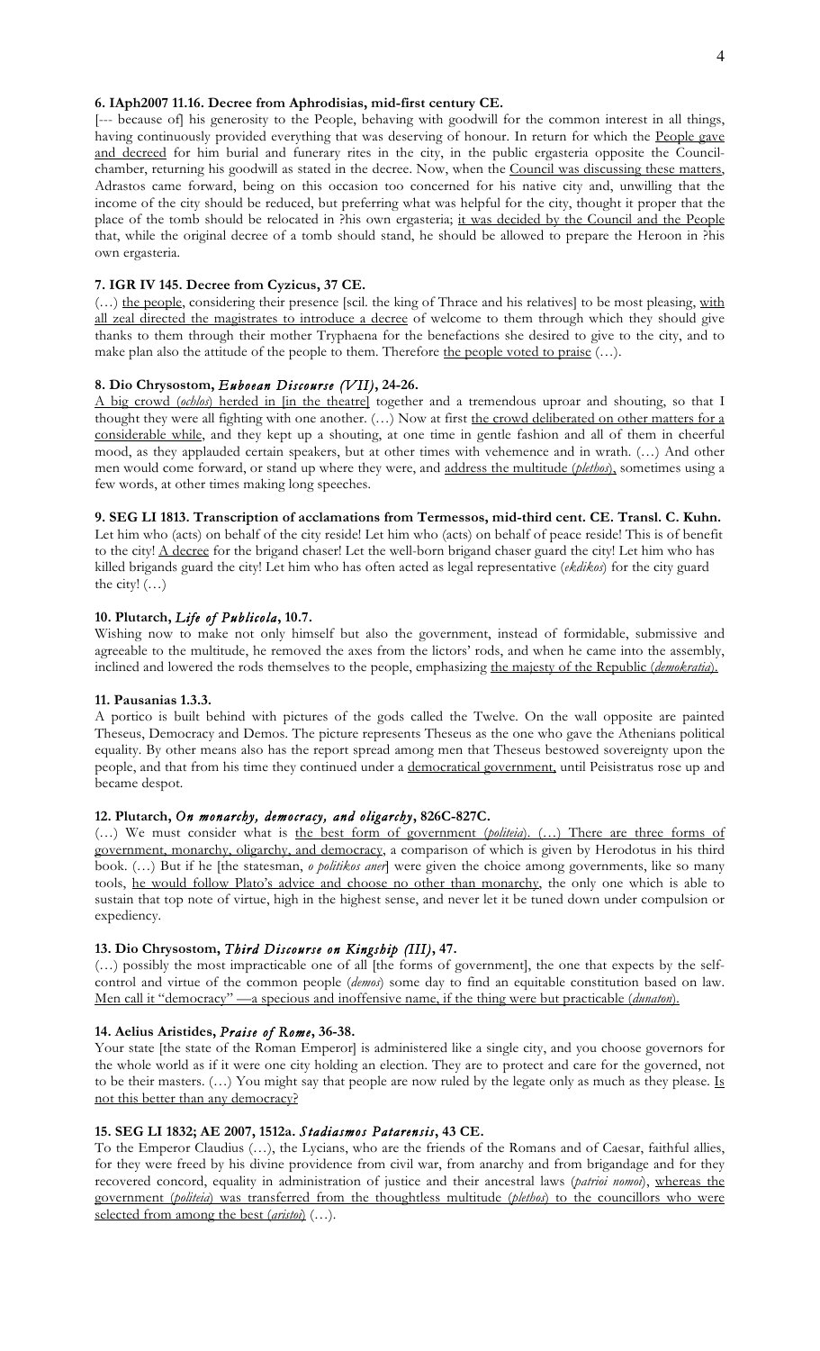**6. IAph2007 11.16. Decree from Aphrodisias, mid-first century CE.**

[--- because of] his generosity to the People, behaving with goodwill for the common interest in all things, having continuously provided everything that was deserving of honour. In return for which the People gave and decreed for him burial and funerary rites in the city, in the public ergasteria opposite the Council-chamber, returning his goodwill as stated in the decree. Now, when the Council was discussing these matters, Adrastos came forward, being on this occasion too concerned for his native city and, unwilling that the income of the city should be reduced, but preferring what was helpful for the city, thought it proper that the place of the tomb should be relocated in ?his own ergasteria; it was decided by the Council and the People that, while the original decree of a tomb should stand, he should be allowed to prepare the Heroon in ?his own ergasteria.

**7. IGR IV 145. Decree from Cyzicus, 37 CE.**

(…) the people, considering their presence [scil. the king of Thrace and his relatives] to be most pleasing, with all zeal directed the magistrates to introduce a decree of welcome to them through which they should give thanks to them through their mother Tryphaena for the benefactions she desired to give to the city, and to make plan also the attitude of the people to them. Therefore the people voted to praise (…).

**8. Dio Chrysostom, *Euboean Discourse (VII)*, 24-26.**

A big crowd (*ochlos*) herded in [in the theatre] together and a tremendous uproar and shouting, so that I thought they were all fighting with one another. (…) Now at first the crowd deliberated on other matters for a considerable while, and they kept up a shouting, at one time in gentle fashion and all of them in cheerful mood, as they applauded certain speakers, but at other times with vehemence and in wrath. (…) And other men would come forward, or stand up where they were, and address the multitude (*plethos*), sometimes using a few words, at other times making long speeches.

**9. SEG LI 1813. Transcription of acclamations from Termessos, mid-third cent. CE. Transl. C. Kuhn.**

Let him who (acts) on behalf of the city reside! Let him who (acts) on behalf of peace reside! This is of benefit to the city! A decree for the brigand chaser! Let the well-born brigand chaser guard the city! Let him who has killed brigands guard the city! Let him who has often acted as legal representative (*ekdikos*) for the city guard the city! (…)

**10. Plutarch, *Life of Publicola*, 10.7.**

Wishing now to make not only himself but also the government, instead of formidable, submissive and agreeable to the multitude, he removed the axes from the lictors' rods, and when he came into the assembly, inclined and lowered the rods themselves to the people, emphasizing the majesty of the Republic (*demokratia*).

**11. Pausanias 1.3.3.**

A portico is built behind with pictures of the gods called the Twelve. On the wall opposite are painted Theseus, Democracy and Demos. The picture represents Theseus as the one who gave the Athenians political equality. By other means also has the report spread among men that Theseus bestowed sovereignty upon the people, and that from his time they continued under a democratical government, until Peisistratus rose up and became despot.

**12. Plutarch, *On monarchy, democracy, and oligarchy*, 826C-827C.**

(…) We must consider what is the best form of government (*politeia*). (…) There are three forms of government, monarchy, oligarchy, and democracy, a comparison of which is given by Herodotus in his third book. (…) But if he [the statesman, *o politikos aner*] were given the choice among governments, like so many tools, he would follow Plato's advice and choose no other than monarchy, the only one which is able to sustain that top note of virtue, high in the highest sense, and never let it be tuned down under compulsion or expediency.

**13. Dio Chrysostom, *Third Discourse on Kingship (III)*, 47.**

(…) possibly the most impracticable one of all [the forms of government], the one that expects by the self-control and virtue of the common people (*demos*) some day to find an equitable constitution based on law. Men call it "democracy" —a specious and inoffensive name, if the thing were but practicable (*dunaton*).

**14. Aelius Aristides, *Praise of Rome*, 36-38.**

Your state [the state of the Roman Emperor] is administered like a single city, and you choose governors for the whole world as if it were one city holding an election. They are to protect and care for the governed, not to be their masters. (…) You might say that people are now ruled by the legate only as much as they please. Is not this better than any democracy?

**15. SEG LI 1832; AE 2007, 1512a. *Stadiasmos Patarensis*, 43 CE.**

To the Emperor Claudius (…), the Lycians, who are the friends of the Romans and of Caesar, faithful allies, for they were freed by his divine providence from civil war, from anarchy and from brigandage and for they recovered concord, equality in administration of justice and their ancestral laws (*patrioi nomoi*), whereas the government (*politeia*) was transferred from the thoughtless multitude (*plethos*) to the councillors who were selected from among the best (*aristoi*) (…).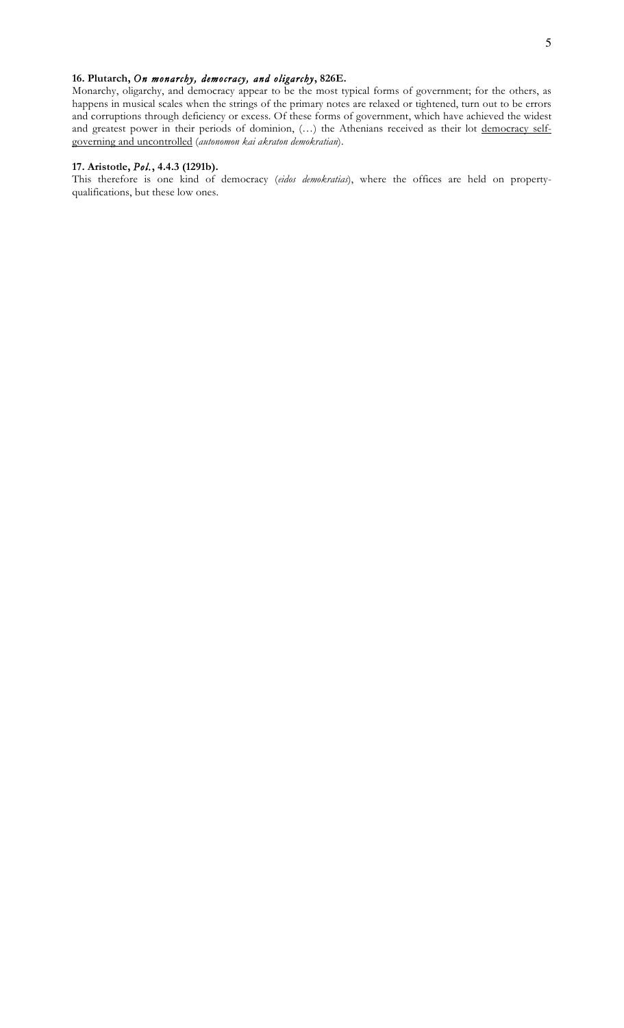**16. Plutarch, *On monarchy, democracy, and oligarchy*, 826E.**

Monarchy, oligarchy, and democracy appear to be the most typical forms of government; for the others, as happens in musical scales when the strings of the primary notes are relaxed or tightened, turn out to be errors and corruptions through deficiency or excess. Of these forms of government, which have achieved the widest and greatest power in their periods of dominion, (…) the Athenians received as their lot <u>democracy self-governing and uncontrolled</u> (*autonomon kai akraton demokratian*).

**17. Aristotle, *Pol.*, 4.4.3 (1291b).**

This therefore is one kind of democracy (*eidos demokratias*), where the offices are held on property-qualifications, but these low ones.